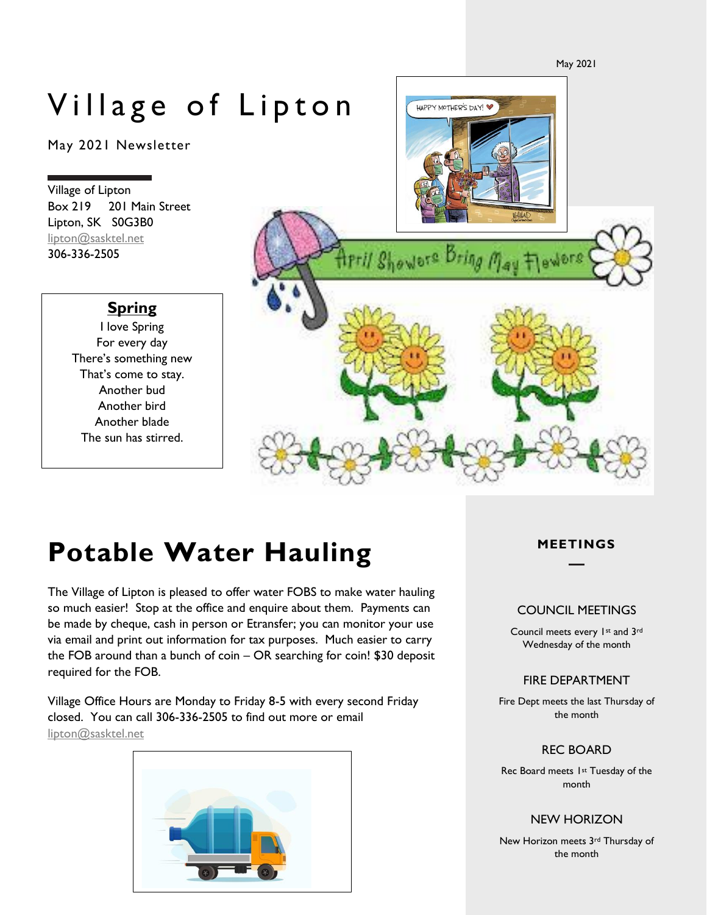May 2021

# Village of Lipton

May 2021 Newsletter

Village of Lipton
Box 219 201 Main Street
Lipton, SK S0G3B0
lipton@sasktel.net
306-336-2505

**Spring**

I love Spring
For every day
There's something new
That's come to stay.
Another bud
Another bird
Another blade
The sun has stirred.

# Potable Water Hauling

The Village of Lipton is pleased to offer water FOBS to make water hauling so much easier! Stop at the office and enquire about them. Payments can be made by cheque, cash in person or Etransfer; you can monitor your use via email and print out information for tax purposes. Much easier to carry the FOB around than a bunch of coin – OR searching for coin! $30 deposit required for the FOB.

Village Office Hours are Monday to Friday 8-5 with every second Friday closed. You can call 306-336-2505 to find out more or email lipton@sasktel.net

## MEETINGS

### COUNCIL MEETINGS

Council meets every 1st and 3rd Wednesday of the month

### FIRE DEPARTMENT

Fire Dept meets the last Thursday of the month

### REC BOARD

Rec Board meets 1st Tuesday of the month

### NEW HORIZON

New Horizon meets 3rd Thursday of the month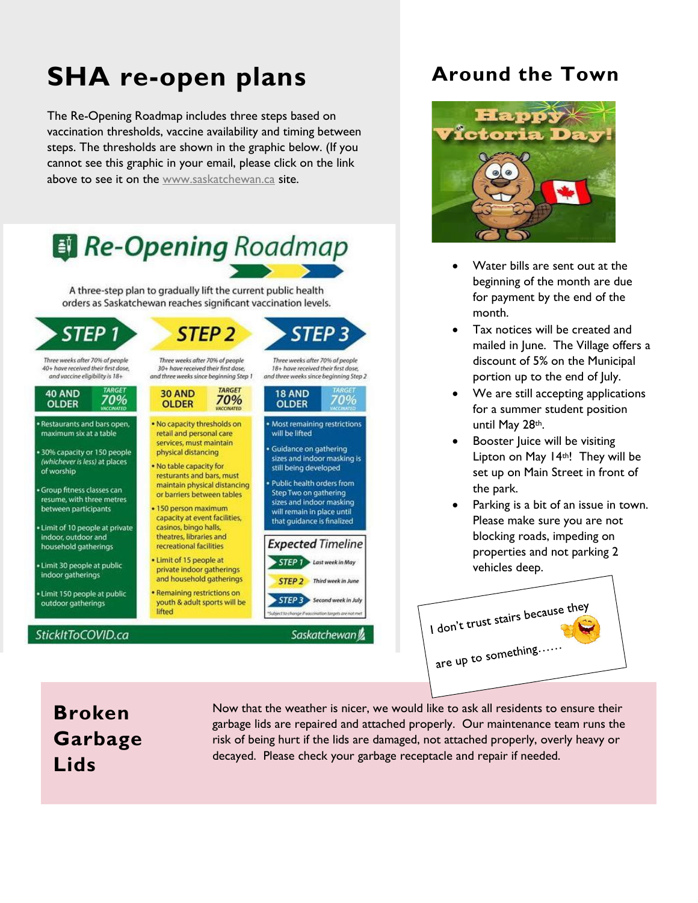# SHA re-open plans

The Re-Opening Roadmap includes three steps based on vaccination thresholds, vaccine availability and timing between steps. The thresholds are shown in the graphic below. (If you cannot see this graphic in your email, please click on the link above to see it on the www.saskatchewan.ca site.

## Re-Opening Roadmap

A three-step plan to gradually lift the current public health orders as Saskatchewan reaches significant vaccination levels.

| STEP 1 | STEP 2 | STEP 3 |
|---|---|---|
| *Three weeks after 70% of people 40+ have received their first dose, and vaccine eligibility is 18+* | *Three weeks after 70% of people 30+ have received their first dose, and three weeks since beginning Step 1* | *Three weeks after 70% of people 18+ have received their first dose, and three weeks since beginning Step 2* |
| 40 AND OLDER — TARGET 70% VACCINATED | 30 AND OLDER — TARGET 70% VACCINATED | 18 AND OLDER — TARGET 70% VACCINATED |
| • Restaurants and bars open, maximum six at a table<br>• 30% capacity or 150 people *(whichever is less)* at places of worship<br>• Group fitness classes can resume, with three metres between participants<br>• Limit of 10 people at private indoor, outdoor and household gatherings<br>• Limit 30 people at public indoor gatherings<br>• Limit 150 people at public outdoor gatherings | • No capacity thresholds on retail and personal care services, must maintain physical distancing<br>• No table capacity for resturants and bars, must maintain physical distancing or barriers between tables<br>• 150 person maximum capacity at event facilities, casinos, bingo halls, theatres, libraries and recreational facilities<br>• Limit of 15 people at private indoor gatherings and household gatherings<br>• Remaining restrictions on youth & adult sports will be lifted | • Most remaining restrictions will be lifted<br>• Guidance on gathering sizes and indoor masking is still being developed<br>• Public health orders from Step Two on gathering sizes and indoor masking will remain in place until that guidance is finalized |

**Expected Timeline**

- STEP 1 — Last week in May
- STEP 2 — Third week in June
- STEP 3 — Second week in July

*Subject to change if vaccination targets are not met

StickItToCOVID.ca — Saskatchewan

# Around the Town

Happy Victoria Day!

- Water bills are sent out at the beginning of the month are due for payment by the end of the month.
- Tax notices will be created and mailed in June. The Village offers a discount of 5% on the Municipal portion up to the end of July.
- We are still accepting applications for a summer student position until May 28th.
- Booster Juice will be visiting Lipton on May 14th! They will be set up on Main Street in front of the park.
- Parking is a bit of an issue in town. Please make sure you are not blocking roads, impeding on properties and not parking 2 vehicles deep.

I don't trust stairs because they are up to something……

# Broken Garbage Lids

Now that the weather is nicer, we would like to ask all residents to ensure their garbage lids are repaired and attached properly. Our maintenance team runs the risk of being hurt if the lids are damaged, not attached properly, overly heavy or decayed. Please check your garbage receptacle and repair if needed.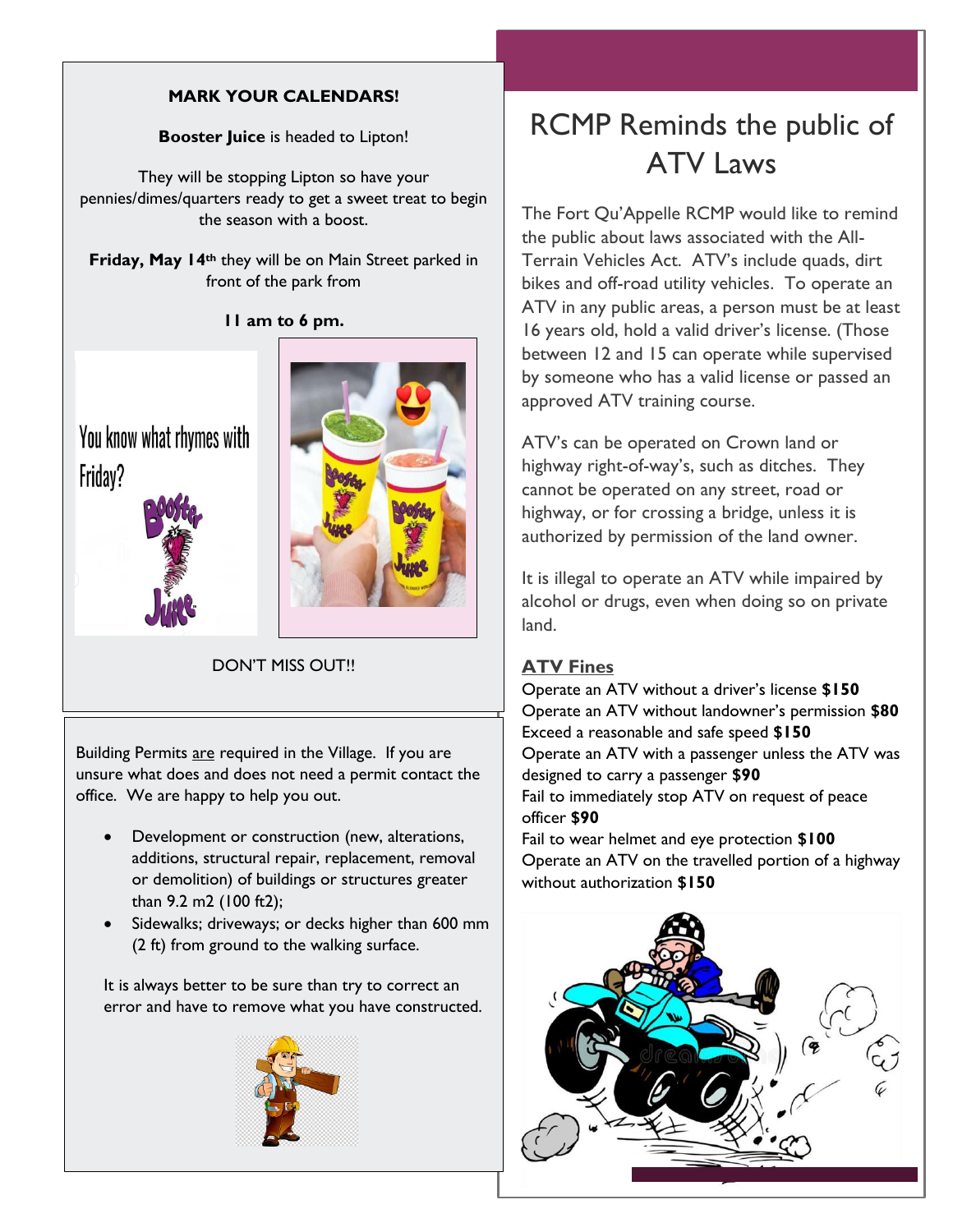**MARK YOUR CALENDARS!**

**Booster Juice** is headed to Lipton!

They will be stopping Lipton so have your pennies/dimes/quarters ready to get a sweet treat to begin the season with a boost.

**Friday, May 14th** they will be on Main Street parked in front of the park from

**11 am to 6 pm.**

You know what rhymes with Friday?

DON'T MISS OUT!!

Building Permits <u>are</u> required in the Village. If you are unsure what does and does not need a permit contact the office. We are happy to help you out.

- Development or construction (new, alterations, additions, structural repair, replacement, removal or demolition) of buildings or structures greater than 9.2 m2 (100 ft2);
- Sidewalks; driveways; or decks higher than 600 mm (2 ft) from ground to the walking surface.

It is always better to be sure than try to correct an error and have to remove what you have constructed.

# RCMP Reminds the public of ATV Laws

The Fort Qu'Appelle RCMP would like to remind the public about laws associated with the All-Terrain Vehicles Act. ATV's include quads, dirt bikes and off-road utility vehicles. To operate an ATV in any public areas, a person must be at least 16 years old, hold a valid driver's license. (Those between 12 and 15 can operate while supervised by someone who has a valid license or passed an approved ATV training course.

ATV's can be operated on Crown land or highway right-of-way's, such as ditches. They cannot be operated on any street, road or highway, or for crossing a bridge, unless it is authorized by permission of the land owner.

It is illegal to operate an ATV while impaired by alcohol or drugs, even when doing so on private land.

## ATV Fines

Operate an ATV without a driver's license **$150**
Operate an ATV without landowner's permission **$80**
Exceed a reasonable and safe speed **$150**
Operate an ATV with a passenger unless the ATV was designed to carry a passenger **$90**
Fail to immediately stop ATV on request of peace officer **$90**
Fail to wear helmet and eye protection **$100**
Operate an ATV on the travelled portion of a highway without authorization **$150**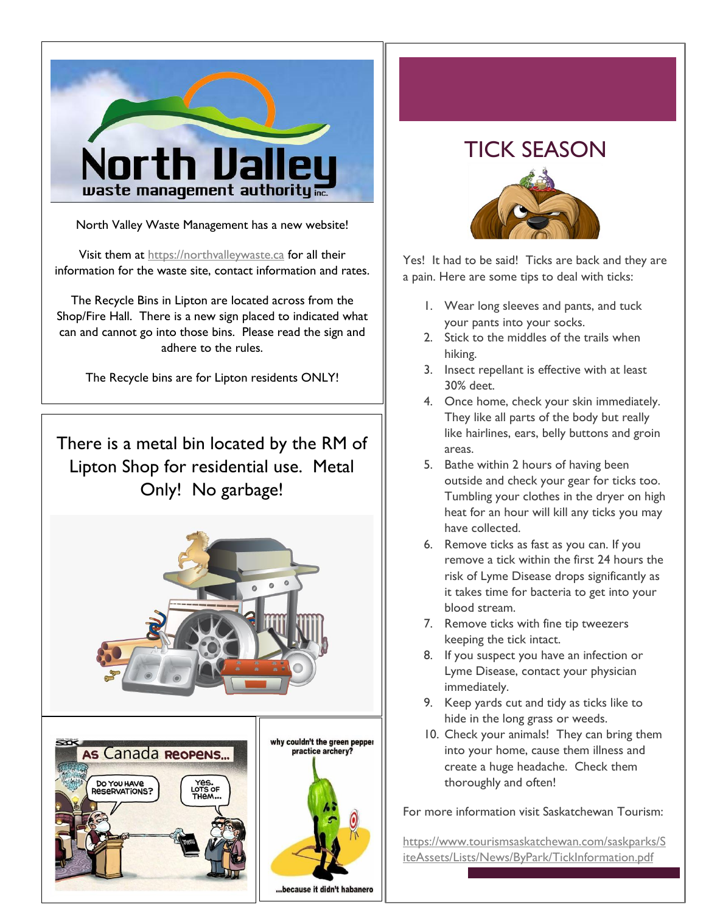North Valley Waste Management has a new website!

Visit them at https://northvalleywaste.ca for all their information for the waste site, contact information and rates.

The Recycle Bins in Lipton are located across from the Shop/Fire Hall. There is a new sign placed to indicated what can and cannot go into those bins. Please read the sign and adhere to the rules.

The Recycle bins are for Lipton residents ONLY!

There is a metal bin located by the RM of Lipton Shop for residential use. Metal Only! No garbage!

## TICK SEASON

Yes! It had to be said! Ticks are back and they are a pain. Here are some tips to deal with ticks:

1. Wear long sleeves and pants, and tuck your pants into your socks.
2. Stick to the middles of the trails when hiking.
3. Insect repellant is effective with at least 30% deet.
4. Once home, check your skin immediately. They like all parts of the body but really like hairlines, ears, belly buttons and groin areas.
5. Bathe within 2 hours of having been outside and check your gear for ticks too. Tumbling your clothes in the dryer on high heat for an hour will kill any ticks you may have collected.
6. Remove ticks as fast as you can. If you remove a tick within the first 24 hours the risk of Lyme Disease drops significantly as it takes time for bacteria to get into your blood stream.
7. Remove ticks with fine tip tweezers keeping the tick intact.
8. If you suspect you have an infection or Lyme Disease, contact your physician immediately.
9. Keep yards cut and tidy as ticks like to hide in the long grass or weeds.
10. Check your animals! They can bring them into your home, cause them illness and create a huge headache. Check them thoroughly and often!

For more information visit Saskatchewan Tourism:

https://www.tourismsaskatchewan.com/saskparks/SiteAssets/Lists/News/ByPark/TickInformation.pdf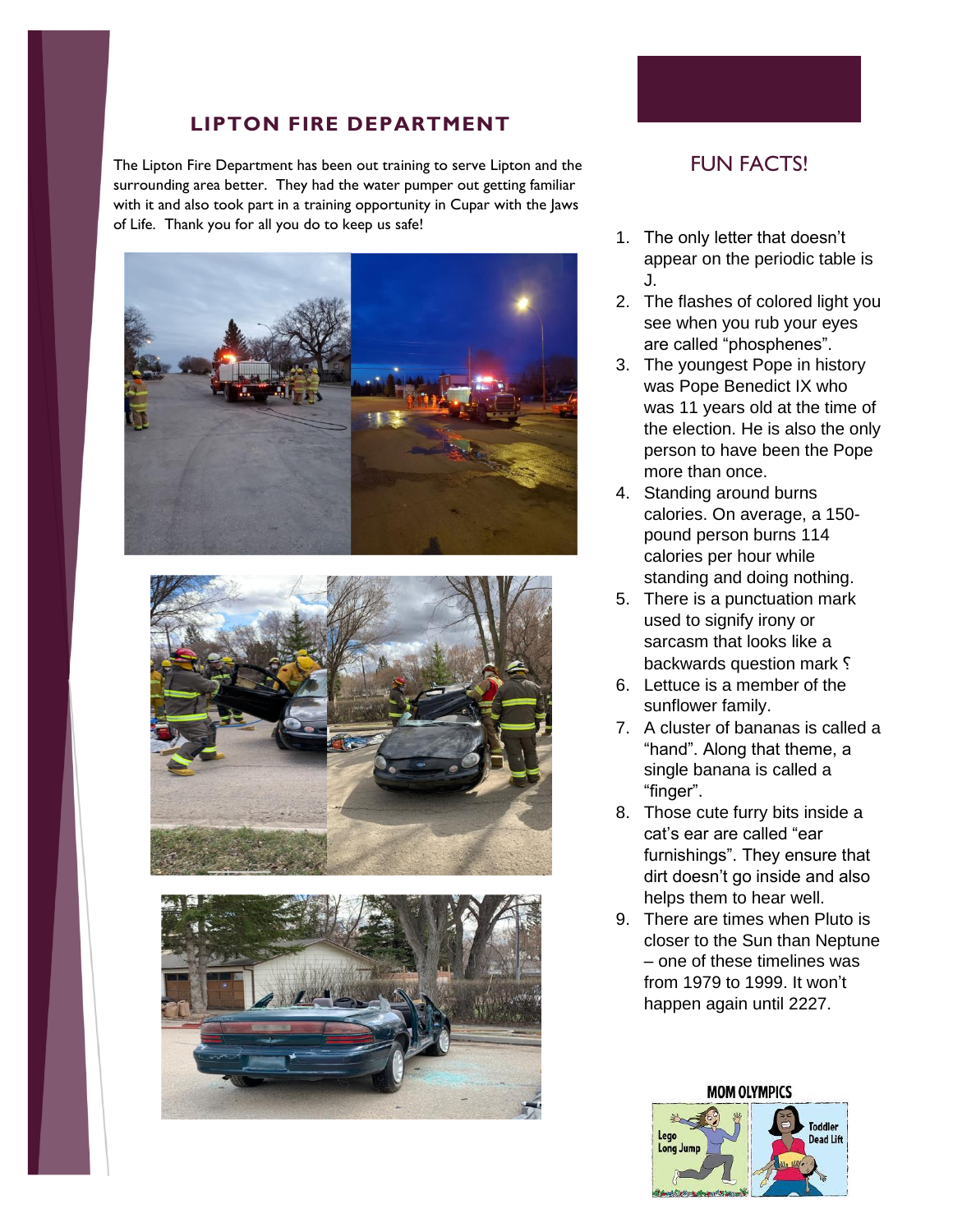## LIPTON FIRE DEPARTMENT

The Lipton Fire Department has been out training to serve Lipton and the surrounding area better. They had the water pumper out getting familiar with it and also took part in a training opportunity in Cupar with the Jaws of Life. Thank you for all you do to keep us safe!

## FUN FACTS!

1. The only letter that doesn't appear on the periodic table is J.
2. The flashes of colored light you see when you rub your eyes are called "phosphenes".
3. The youngest Pope in history was Pope Benedict IX who was 11 years old at the time of the election. He is also the only person to have been the Pope more than once.
4. Standing around burns calories. On average, a 150-pound person burns 114 calories per hour while standing and doing nothing.
5. There is a punctuation mark used to signify irony or sarcasm that looks like a backwards question mark ⸮
6. Lettuce is a member of the sunflower family.
7. A cluster of bananas is called a "hand". Along that theme, a single banana is called a "finger".
8. Those cute furry bits inside a cat's ear are called "ear furnishings". They ensure that dirt doesn't go inside and also helps them to hear well.
9. There are times when Pluto is closer to the Sun than Neptune – one of these timelines was from 1979 to 1999. It won't happen again until 2227.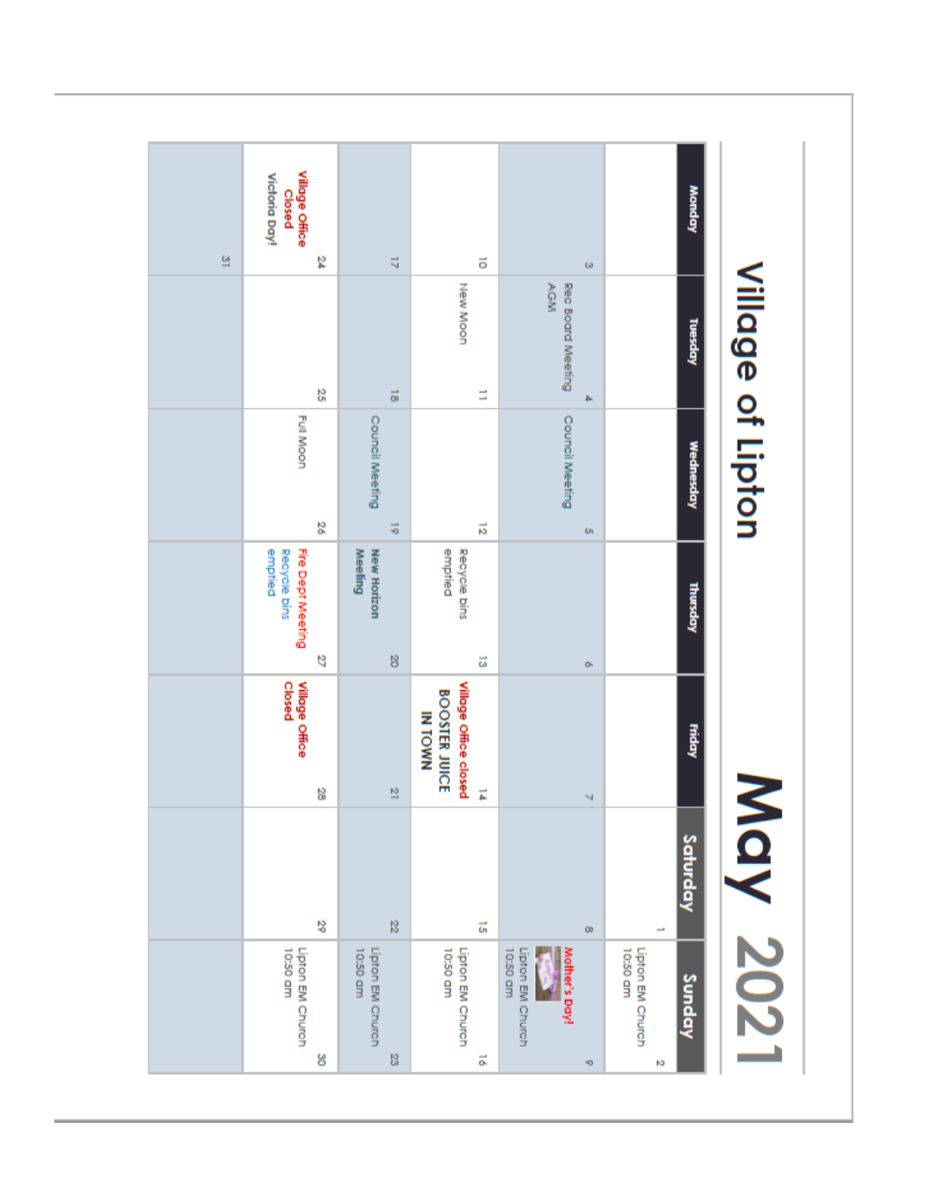# Village of Lipton

# May 2021

| Monday | Tuesday | Wednesday | Thursday | Friday | Saturday | Sunday |
|---|---|---|---|---|---|---|
| | | | | | 1 | 2 Lipton EM Church 10:50 am |
| 3 | 4 Rec Board Meeting AGM | 5 Council Meeting | 6 | 7 | 8 | 9 Mother's Day! Lipton EM Church 10:50 am |
| 10 | 11 New Moon | 12 | 13 Recycle bins emptied | 14 Village Office closed BOOSTER JUICE IN TOWN | 15 | 16 Lipton EM Church 10:50 am |
| 17 | 18 | 19 Council Meeting | 20 New Horizon Meeting | 21 | 22 | 23 Lipton EM Church 10:50 am |
| 24 Village Office Closed Victoria Day! | 25 | 26 Full Moon | 27 Fire Dept Meeting Recycle bins emptied | 28 Village Office Closed | 29 | 30 Lipton EM Church 10:50 am |
| 31 | | | | | | |